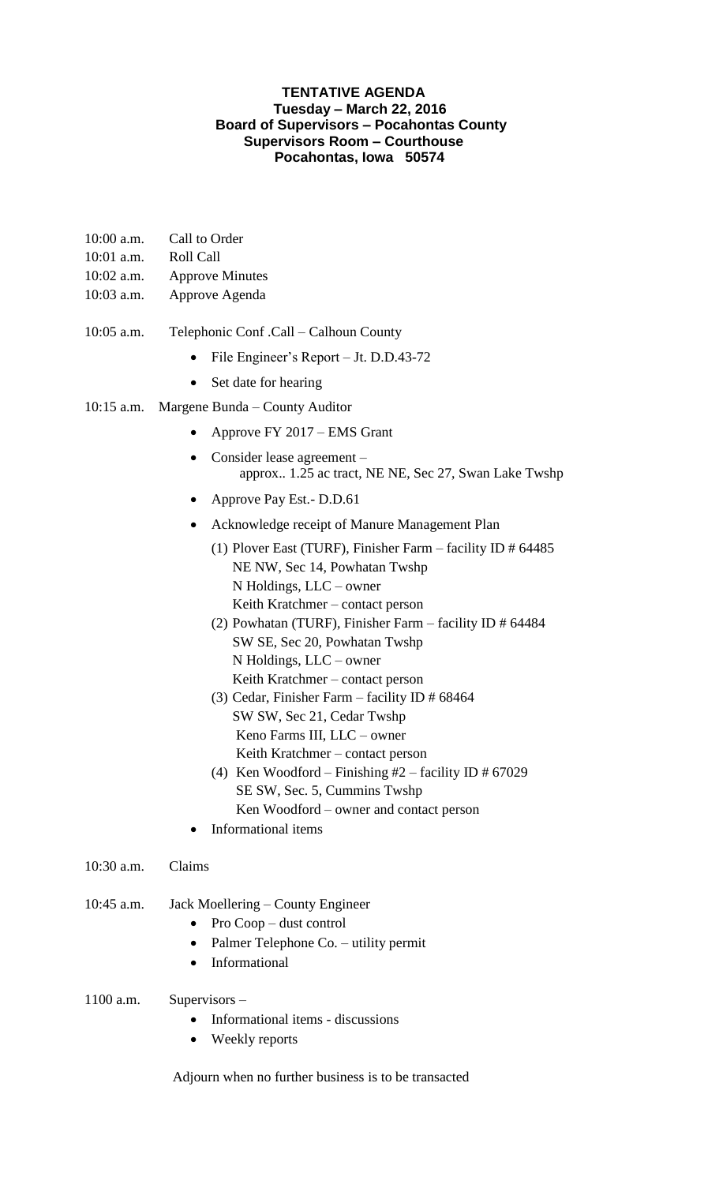**TENTATIVE AGENDA**
**Tuesday – March 22, 2016**
**Board of Supervisors – Pocahontas County**
**Supervisors Room – Courthouse**
**Pocahontas, Iowa 50574**

10:00 a.m. Call to Order

10:01 a.m. Roll Call

10:02 a.m. Approve Minutes

10:03 a.m. Approve Agenda

10:05 a.m. Telephonic Conf .Call – Calhoun County

- File Engineer's Report – Jt. D.D.43-72
- Set date for hearing

10:15 a.m. Margene Bunda – County Auditor

- Approve FY 2017 – EMS Grant
- Consider lease agreement – approx.. 1.25 ac tract, NE NE, Sec 27, Swan Lake Twshp
- Approve Pay Est.- D.D.61
- Acknowledge receipt of Manure Management Plan
  - (1) Plover East (TURF), Finisher Farm – facility ID # 64485
    NE NW, Sec 14, Powhatan Twshp
    N Holdings, LLC – owner
    Keith Kratchmer – contact person
  - (2) Powhatan (TURF), Finisher Farm – facility ID # 64484
    SW SE, Sec 20, Powhatan Twshp
    N Holdings, LLC – owner
    Keith Kratchmer – contact person
  - (3) Cedar, Finisher Farm – facility ID # 68464
    SW SW, Sec 21, Cedar Twshp
    Keno Farms III, LLC – owner
    Keith Kratchmer – contact person
  - (4) Ken Woodford – Finishing #2 – facility ID # 67029
    SE SW, Sec. 5, Cummins Twshp
    Ken Woodford – owner and contact person
- Informational items

10:30 a.m. Claims

10:45 a.m. Jack Moellering – County Engineer

- Pro Coop – dust control
- Palmer Telephone Co. – utility permit
- Informational

1100 a.m. Supervisors –

- Informational items - discussions
- Weekly reports

Adjourn when no further business is to be transacted